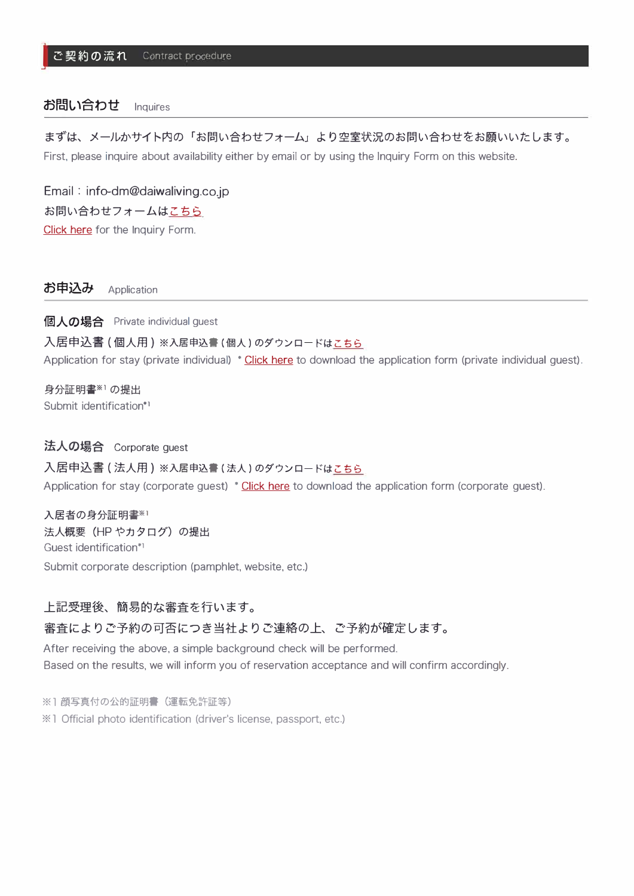# ご契約の流れ　Contract procedure

## お問い合わせ　Inquires

まずは、メールかサイト内の「お問い合わせフォーム」より空室状況のお問い合わせをお願いいたします。

First, please inquire about availability either by email or by using the Inquiry Form on this website.

Email：info-dm@daiwaliving.co.jp

お問い合わせフォームはこちら

Click here for the Inquiry Form.

## お申込み　Application

### 個人の場合　Private individual guest

入居申込書（個人用）※入居申込書（個人）のダウンロードはこちら

Application for stay (private individual)　* Click here to download the application form (private individual guest).

身分証明書※1 の提出

Submit identification*1

### 法人の場合　Corporate guest

入居申込書（法人用）※入居申込書（法人）のダウンロードはこちら

Application for stay (corporate guest)　* Click here to download the application form (corporate guest).

入居者の身分証明書※1

法人概要（HP やカタログ）の提出

Guest identification*1

Submit corporate description (pamphlet, website, etc.)

上記受理後、簡易的な審査を行います。

審査によりご予約の可否につき当社よりご連絡の上、ご予約が確定します。

After receiving the above, a simple background check will be performed.

Based on the results, we will inform you of reservation acceptance and will confirm accordingly.

※1 顔写真付の公的証明書（運転免許証等）

※1 Official photo identification (driver's license, passport, etc.)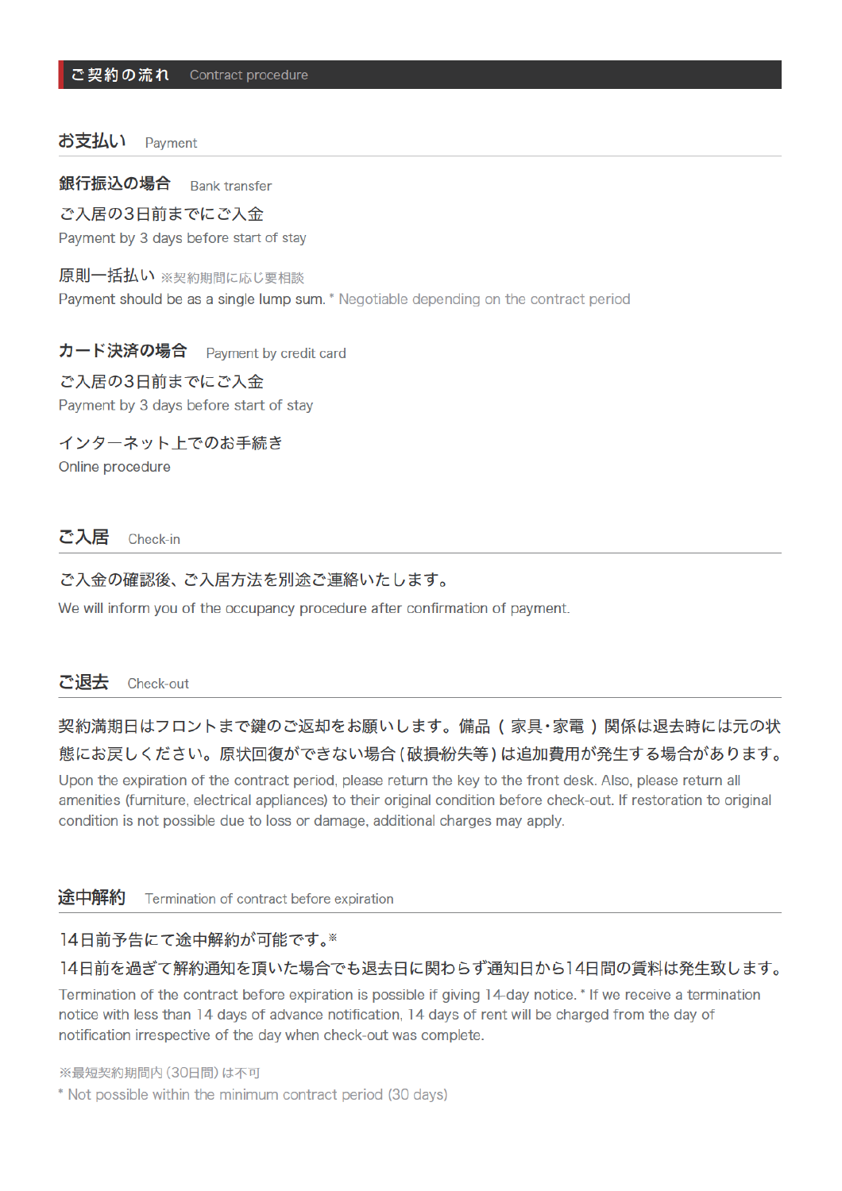## ご契約の流れ　Contract procedure

### お支払い　Payment

#### 銀行振込の場合　Bank transfer

ご入居の3日前までにご入金
Payment by 3 days before start of stay

原則一括払い ※契約期間に応じ要相談
Payment should be as a single lump sum. * Negotiable depending on the contract period

#### カード決済の場合　Payment by credit card

ご入居の3日前までにご入金
Payment by 3 days before start of stay

インターネット上でのお手続き
Online procedure

### ご入居　Check-in

ご入金の確認後、ご入居方法を別途ご連絡いたします。
We will inform you of the occupancy procedure after confirmation of payment.

### ご退去　Check-out

契約満期日はフロントまで鍵のご返却をお願いします。備品（家具･家電）関係は退去時には元の状態にお戻しください。原状回復ができない場合（破損紛失等）は追加費用が発生する場合があります。
Upon the expiration of the contract period, please return the key to the front desk. Also, please return all amenities (furniture, electrical appliances) to their original condition before check-out. If restoration to original condition is not possible due to loss or damage, additional charges may apply.

### 途中解約　Termination of contract before expiration

14日前予告にて途中解約が可能です。※
14日前を過ぎて解約通知を頂いた場合でも退去日に関わらず通知日から14日間の賃料は発生致します。
Termination of the contract before expiration is possible if giving 14-day notice. * If we receive a termination notice with less than 14 days of advance notification, 14 days of rent will be charged from the day of notification irrespective of the day when check-out was complete.

※最短契約期間内（30日間）は不可
* Not possible within the minimum contract period (30 days)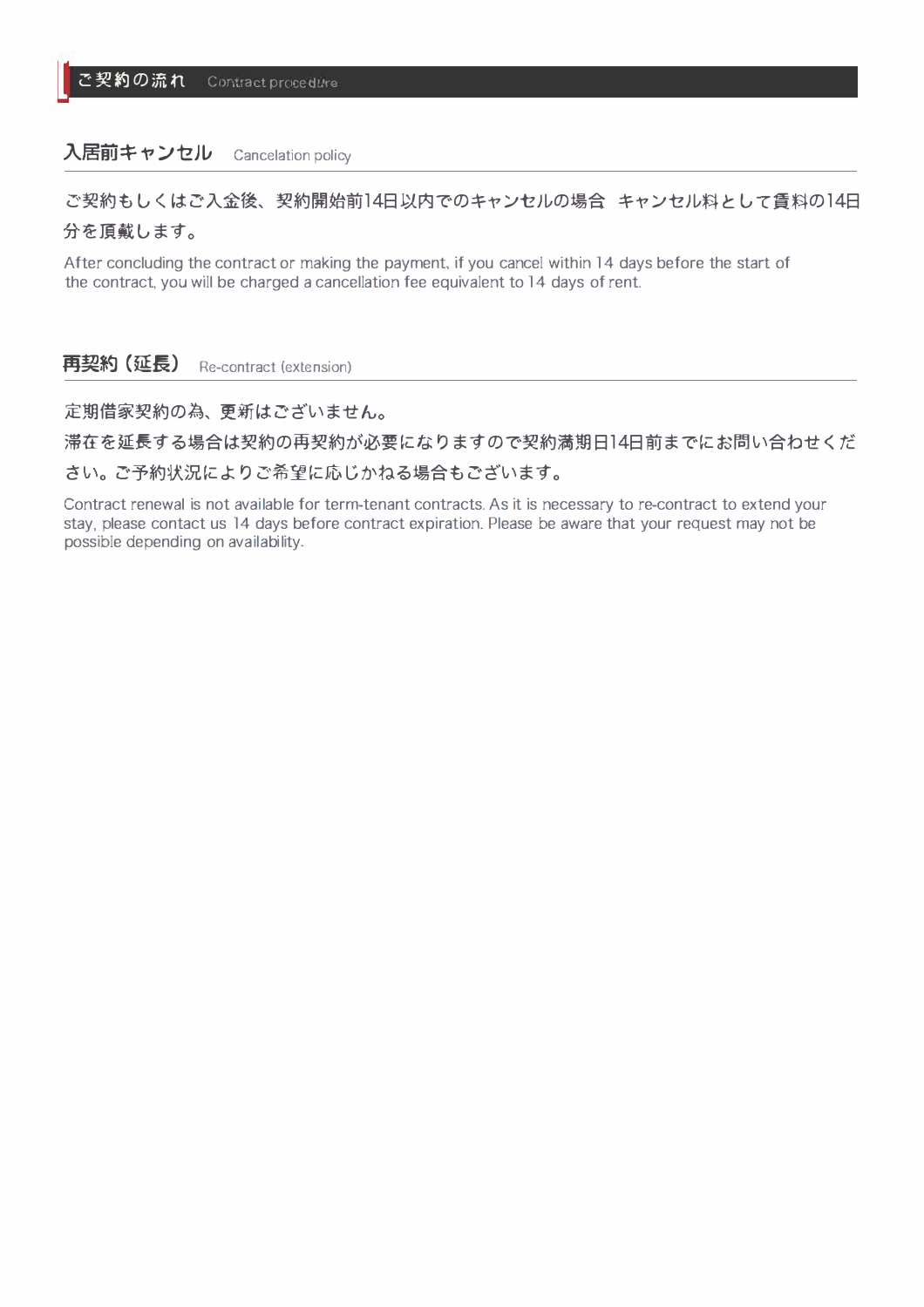# ご契約の流れ　Contract procedure

## 入居前キャンセル　Cancelation policy

ご契約もしくはご入金後、契約開始前14日以内でのキャンセルの場合　キャンセル料として賃料の14日分を頂戴します。

After concluding the contract or making the payment, if you cancel within 14 days before the start of the contract, you will be charged a cancellation fee equivalent to 14 days of rent.

## 再契約（延長）　Re-contract (extension)

定期借家契約の為、更新はございません。
滞在を延長する場合は契約の再契約が必要になりますので契約満期日14日前までにお問い合わせください。ご予約状況によりご希望に応じかねる場合もございます。

Contract renewal is not available for term-tenant contracts. As it is necessary to re-contract to extend your stay, please contact us 14 days before contract expiration. Please be aware that your request may not be possible depending on availability.